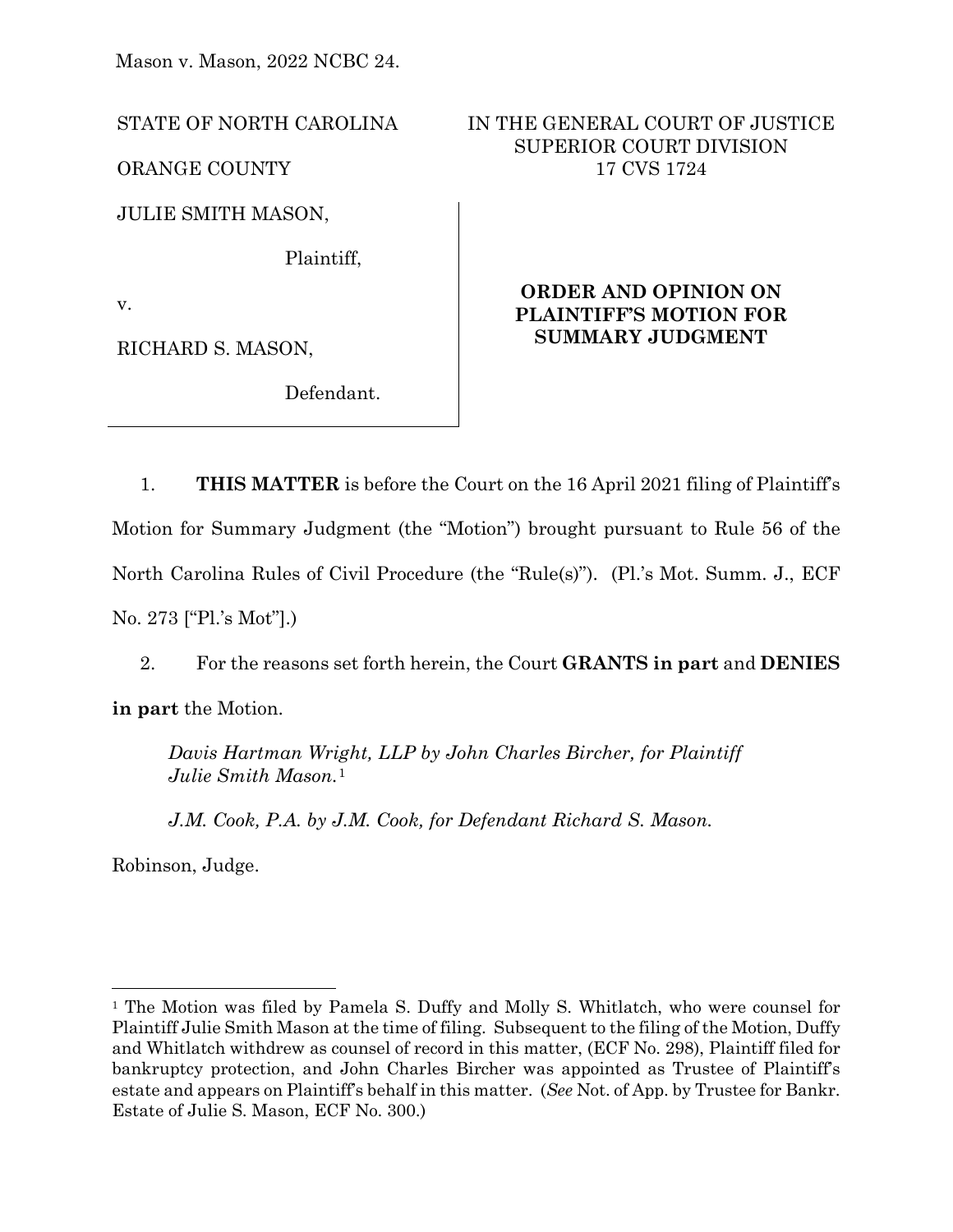Mason v. Mason, 2022 NCBC 24.

STATE OF NORTH CAROLINA

ORANGE COUNTY

IN THE GENERAL COURT OF JUSTICE
SUPERIOR COURT DIVISION
17 CVS 1724

JULIE SMITH MASON,

Plaintiff,

v.

RICHARD S. MASON,

Defendant.

**ORDER AND OPINION ON PLAINTIFF'S MOTION FOR SUMMARY JUDGMENT**

1. **THIS MATTER** is before the Court on the 16 April 2021 filing of Plaintiff's Motion for Summary Judgment (the "Motion") brought pursuant to Rule 56 of the North Carolina Rules of Civil Procedure (the "Rule(s)"). (Pl.'s Mot. Summ. J., ECF No. 273 ["Pl.'s Mot"].)

2. For the reasons set forth herein, the Court **GRANTS in part** and **DENIES in part** the Motion.

*Davis Hartman Wright, LLP by John Charles Bircher, for Plaintiff Julie Smith Mason.*[1]

*J.M. Cook, P.A. by J.M. Cook, for Defendant Richard S. Mason.*

Robinson, Judge.

---

[1] The Motion was filed by Pamela S. Duffy and Molly S. Whitlatch, who were counsel for Plaintiff Julie Smith Mason at the time of filing. Subsequent to the filing of the Motion, Duffy and Whitlatch withdrew as counsel of record in this matter, (ECF No. 298), Plaintiff filed for bankruptcy protection, and John Charles Bircher was appointed as Trustee of Plaintiff's estate and appears on Plaintiff's behalf in this matter. (*See* Not. of App. by Trustee for Bankr. Estate of Julie S. Mason, ECF No. 300.)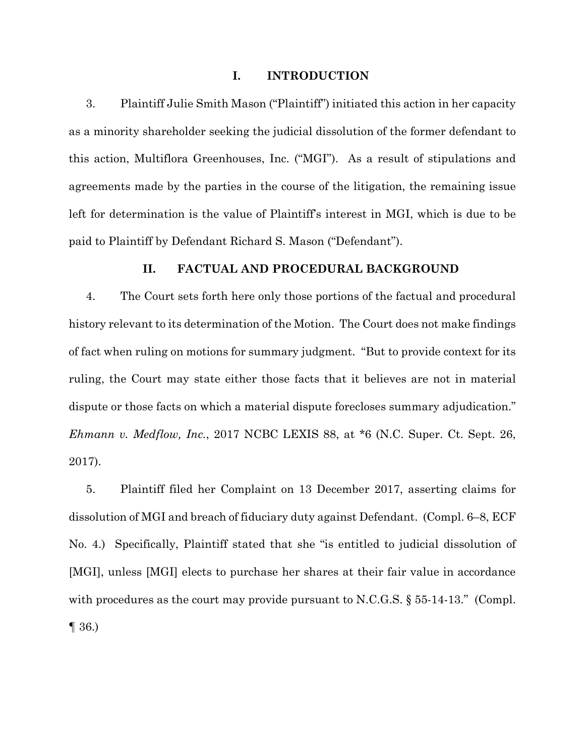## I. INTRODUCTION

3. Plaintiff Julie Smith Mason ("Plaintiff") initiated this action in her capacity as a minority shareholder seeking the judicial dissolution of the former defendant to this action, Multiflora Greenhouses, Inc. ("MGI"). As a result of stipulations and agreements made by the parties in the course of the litigation, the remaining issue left for determination is the value of Plaintiff's interest in MGI, which is due to be paid to Plaintiff by Defendant Richard S. Mason ("Defendant").

## II. FACTUAL AND PROCEDURAL BACKGROUND

4. The Court sets forth here only those portions of the factual and procedural history relevant to its determination of the Motion. The Court does not make findings of fact when ruling on motions for summary judgment. "But to provide context for its ruling, the Court may state either those facts that it believes are not in material dispute or those facts on which a material dispute forecloses summary adjudication." *Ehmann v. Medflow, Inc.*, 2017 NCBC LEXIS 88, at *6 (N.C. Super. Ct. Sept. 26, 2017).

5. Plaintiff filed her Complaint on 13 December 2017, asserting claims for dissolution of MGI and breach of fiduciary duty against Defendant. (Compl. 6–8, ECF No. 4.) Specifically, Plaintiff stated that she "is entitled to judicial dissolution of [MGI], unless [MGI] elects to purchase her shares at their fair value in accordance with procedures as the court may provide pursuant to N.C.G.S. § 55-14-13." (Compl. ¶ 36.)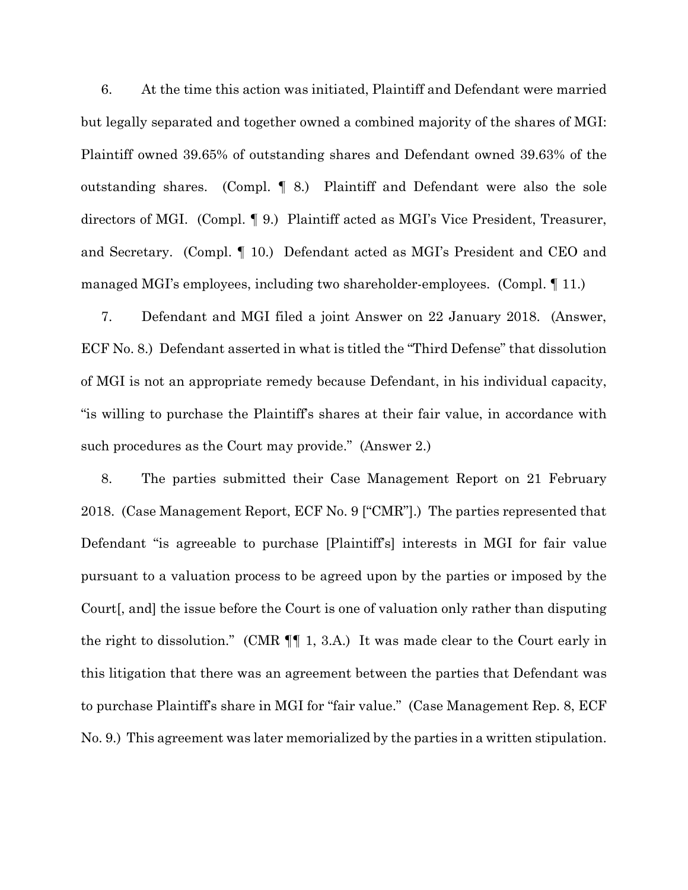6. At the time this action was initiated, Plaintiff and Defendant were married but legally separated and together owned a combined majority of the shares of MGI: Plaintiff owned 39.65% of outstanding shares and Defendant owned 39.63% of the outstanding shares. (Compl. ¶ 8.) Plaintiff and Defendant were also the sole directors of MGI. (Compl. ¶ 9.) Plaintiff acted as MGI's Vice President, Treasurer, and Secretary. (Compl. ¶ 10.) Defendant acted as MGI's President and CEO and managed MGI's employees, including two shareholder-employees. (Compl. ¶ 11.)

7. Defendant and MGI filed a joint Answer on 22 January 2018. (Answer, ECF No. 8.) Defendant asserted in what is titled the "Third Defense" that dissolution of MGI is not an appropriate remedy because Defendant, in his individual capacity, "is willing to purchase the Plaintiff's shares at their fair value, in accordance with such procedures as the Court may provide." (Answer 2.)

8. The parties submitted their Case Management Report on 21 February 2018. (Case Management Report, ECF No. 9 ["CMR"].) The parties represented that Defendant "is agreeable to purchase [Plaintiff's] interests in MGI for fair value pursuant to a valuation process to be agreed upon by the parties or imposed by the Court[, and] the issue before the Court is one of valuation only rather than disputing the right to dissolution." (CMR ¶¶ 1, 3.A.) It was made clear to the Court early in this litigation that there was an agreement between the parties that Defendant was to purchase Plaintiff's share in MGI for "fair value." (Case Management Rep. 8, ECF No. 9.) This agreement was later memorialized by the parties in a written stipulation.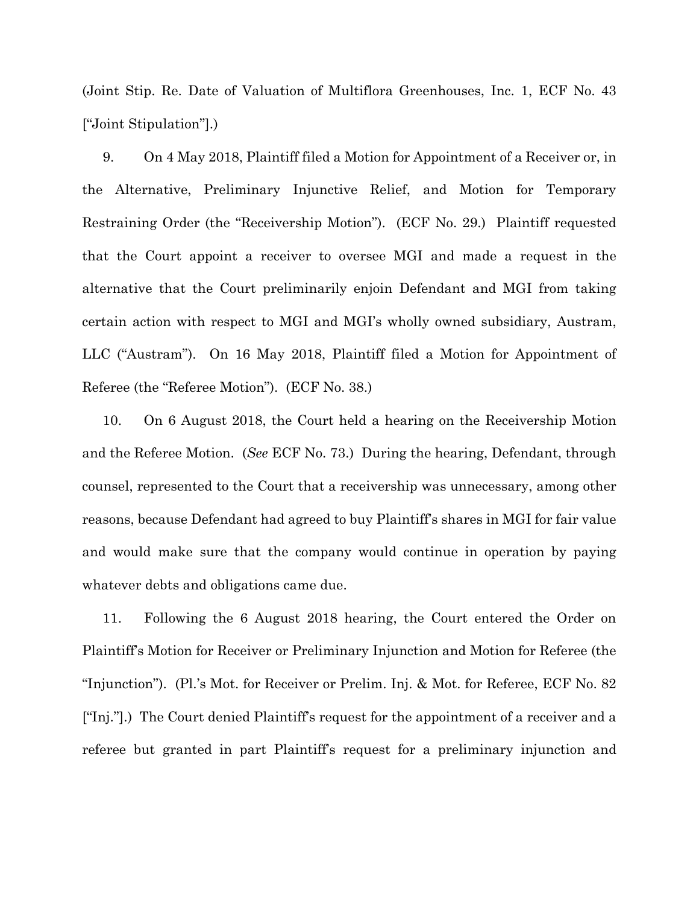(Joint Stip. Re. Date of Valuation of Multiflora Greenhouses, Inc. 1, ECF No. 43 ["Joint Stipulation"].)

9. On 4 May 2018, Plaintiff filed a Motion for Appointment of a Receiver or, in the Alternative, Preliminary Injunctive Relief, and Motion for Temporary Restraining Order (the "Receivership Motion"). (ECF No. 29.) Plaintiff requested that the Court appoint a receiver to oversee MGI and made a request in the alternative that the Court preliminarily enjoin Defendant and MGI from taking certain action with respect to MGI and MGI's wholly owned subsidiary, Austram, LLC ("Austram"). On 16 May 2018, Plaintiff filed a Motion for Appointment of Referee (the "Referee Motion"). (ECF No. 38.)

10. On 6 August 2018, the Court held a hearing on the Receivership Motion and the Referee Motion. (*See* ECF No. 73.) During the hearing, Defendant, through counsel, represented to the Court that a receivership was unnecessary, among other reasons, because Defendant had agreed to buy Plaintiff's shares in MGI for fair value and would make sure that the company would continue in operation by paying whatever debts and obligations came due.

11. Following the 6 August 2018 hearing, the Court entered the Order on Plaintiff's Motion for Receiver or Preliminary Injunction and Motion for Referee (the "Injunction"). (Pl.'s Mot. for Receiver or Prelim. Inj. & Mot. for Referee, ECF No. 82 ["Inj."].) The Court denied Plaintiff's request for the appointment of a receiver and a referee but granted in part Plaintiff's request for a preliminary injunction and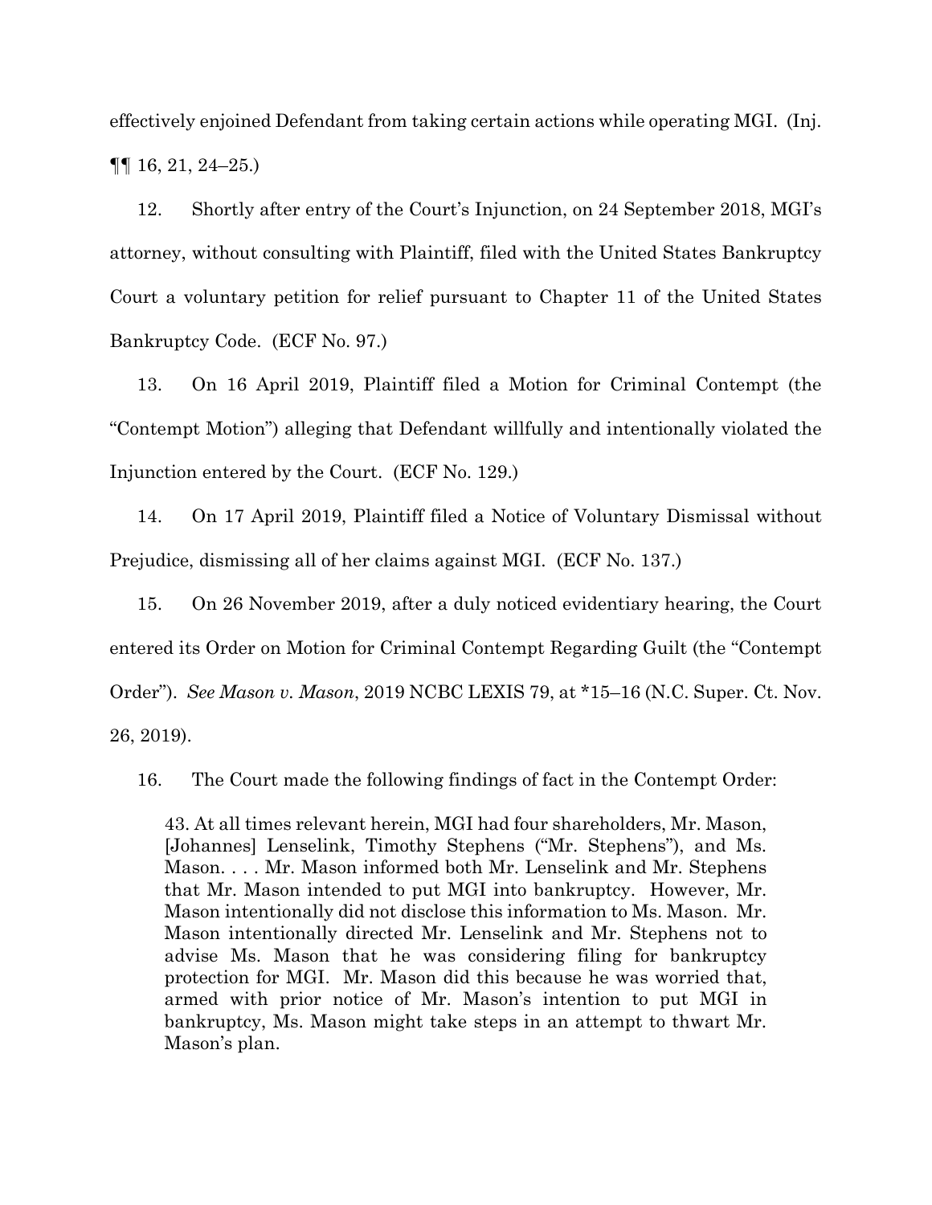effectively enjoined Defendant from taking certain actions while operating MGI. (Inj. ¶¶ 16, 21, 24–25.)

12. Shortly after entry of the Court's Injunction, on 24 September 2018, MGI's attorney, without consulting with Plaintiff, filed with the United States Bankruptcy Court a voluntary petition for relief pursuant to Chapter 11 of the United States Bankruptcy Code. (ECF No. 97.)

13. On 16 April 2019, Plaintiff filed a Motion for Criminal Contempt (the "Contempt Motion") alleging that Defendant willfully and intentionally violated the Injunction entered by the Court. (ECF No. 129.)

14. On 17 April 2019, Plaintiff filed a Notice of Voluntary Dismissal without Prejudice, dismissing all of her claims against MGI. (ECF No. 137.)

15. On 26 November 2019, after a duly noticed evidentiary hearing, the Court entered its Order on Motion for Criminal Contempt Regarding Guilt (the "Contempt Order"). *See Mason v. Mason*, 2019 NCBC LEXIS 79, at *15–16 (N.C. Super. Ct. Nov. 26, 2019).

16. The Court made the following findings of fact in the Contempt Order:

> 43. At all times relevant herein, MGI had four shareholders, Mr. Mason, [Johannes] Lenselink, Timothy Stephens ("Mr. Stephens"), and Ms. Mason. . . . Mr. Mason informed both Mr. Lenselink and Mr. Stephens that Mr. Mason intended to put MGI into bankruptcy. However, Mr. Mason intentionally did not disclose this information to Ms. Mason. Mr. Mason intentionally directed Mr. Lenselink and Mr. Stephens not to advise Ms. Mason that he was considering filing for bankruptcy protection for MGI. Mr. Mason did this because he was worried that, armed with prior notice of Mr. Mason's intention to put MGI in bankruptcy, Ms. Mason might take steps in an attempt to thwart Mr. Mason's plan.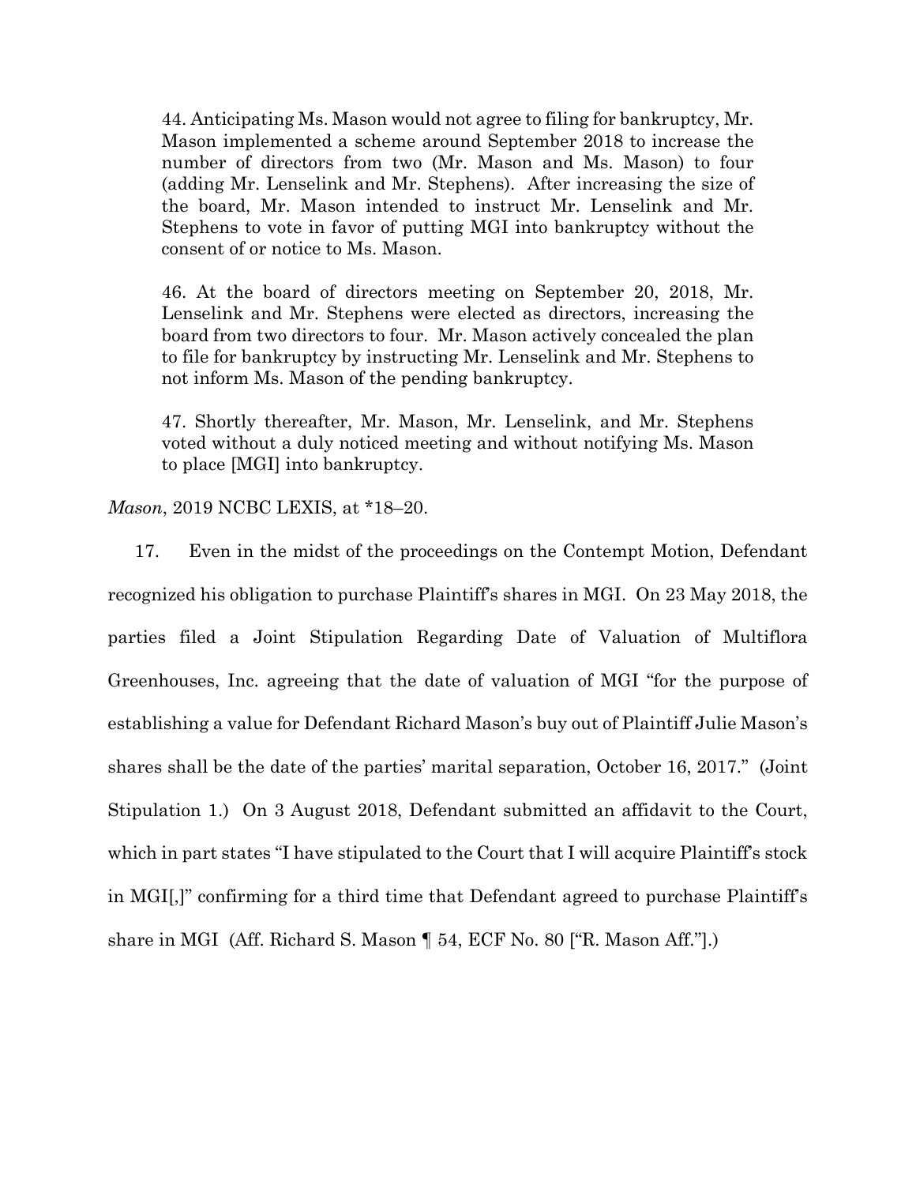> 44. Anticipating Ms. Mason would not agree to filing for bankruptcy, Mr. Mason implemented a scheme around September 2018 to increase the number of directors from two (Mr. Mason and Ms. Mason) to four (adding Mr. Lenselink and Mr. Stephens). After increasing the size of the board, Mr. Mason intended to instruct Mr. Lenselink and Mr. Stephens to vote in favor of putting MGI into bankruptcy without the consent of or notice to Ms. Mason.
>
> 46. At the board of directors meeting on September 20, 2018, Mr. Lenselink and Mr. Stephens were elected as directors, increasing the board from two directors to four. Mr. Mason actively concealed the plan to file for bankruptcy by instructing Mr. Lenselink and Mr. Stephens to not inform Ms. Mason of the pending bankruptcy.
>
> 47. Shortly thereafter, Mr. Mason, Mr. Lenselink, and Mr. Stephens voted without a duly noticed meeting and without notifying Ms. Mason to place [MGI] into bankruptcy.

*Mason*, 2019 NCBC LEXIS, at *18–20.

17. Even in the midst of the proceedings on the Contempt Motion, Defendant recognized his obligation to purchase Plaintiff's shares in MGI. On 23 May 2018, the parties filed a Joint Stipulation Regarding Date of Valuation of Multiflora Greenhouses, Inc. agreeing that the date of valuation of MGI "for the purpose of establishing a value for Defendant Richard Mason's buy out of Plaintiff Julie Mason's shares shall be the date of the parties' marital separation, October 16, 2017." (Joint Stipulation 1.) On 3 August 2018, Defendant submitted an affidavit to the Court, which in part states "I have stipulated to the Court that I will acquire Plaintiff's stock in MGI[,]" confirming for a third time that Defendant agreed to purchase Plaintiff's share in MGI (Aff. Richard S. Mason ¶ 54, ECF No. 80 ["R. Mason Aff."].)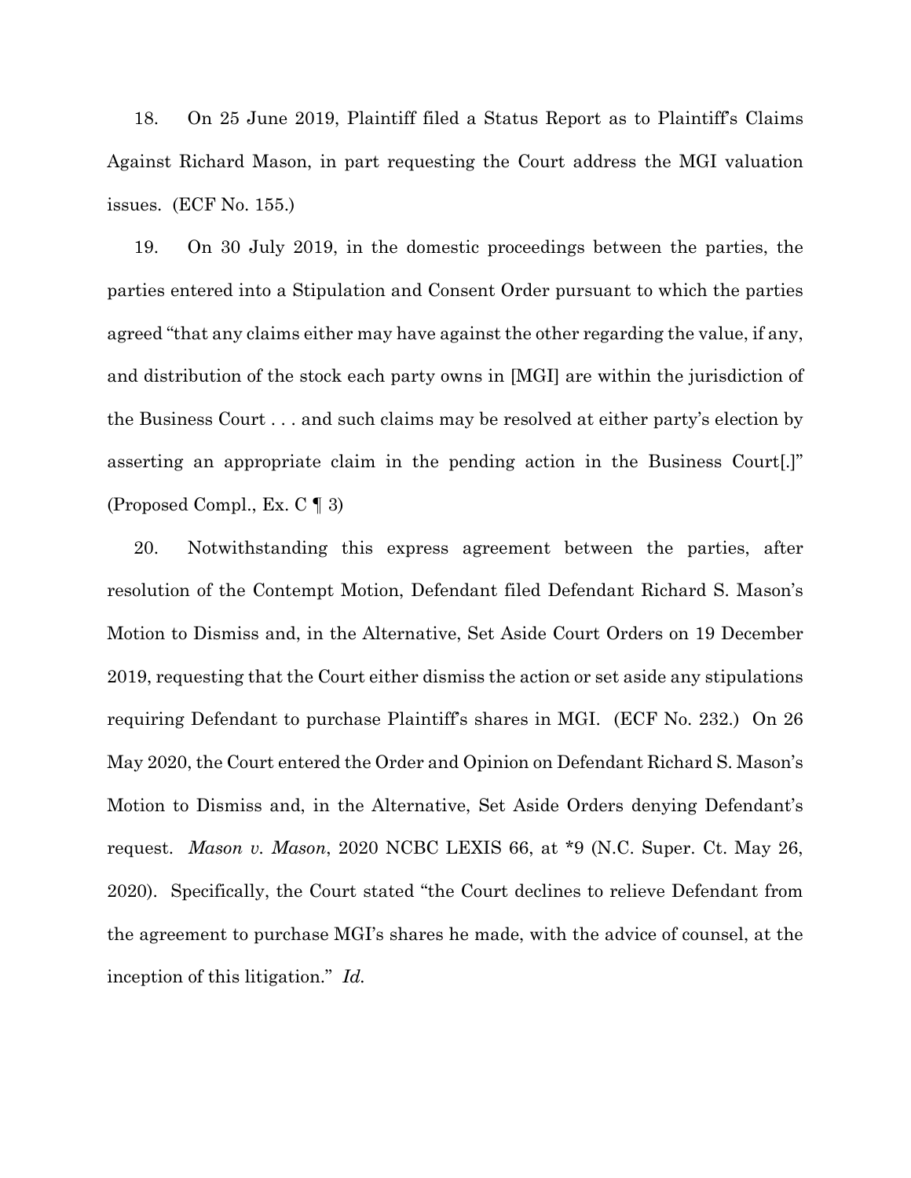18. On 25 June 2019, Plaintiff filed a Status Report as to Plaintiff's Claims Against Richard Mason, in part requesting the Court address the MGI valuation issues. (ECF No. 155.)

19. On 30 July 2019, in the domestic proceedings between the parties, the parties entered into a Stipulation and Consent Order pursuant to which the parties agreed "that any claims either may have against the other regarding the value, if any, and distribution of the stock each party owns in [MGI] are within the jurisdiction of the Business Court . . . and such claims may be resolved at either party's election by asserting an appropriate claim in the pending action in the Business Court[.]" (Proposed Compl., Ex. C ¶ 3)

20. Notwithstanding this express agreement between the parties, after resolution of the Contempt Motion, Defendant filed Defendant Richard S. Mason's Motion to Dismiss and, in the Alternative, Set Aside Court Orders on 19 December 2019, requesting that the Court either dismiss the action or set aside any stipulations requiring Defendant to purchase Plaintiff's shares in MGI. (ECF No. 232.) On 26 May 2020, the Court entered the Order and Opinion on Defendant Richard S. Mason's Motion to Dismiss and, in the Alternative, Set Aside Orders denying Defendant's request. *Mason v. Mason*, 2020 NCBC LEXIS 66, at *9 (N.C. Super. Ct. May 26, 2020). Specifically, the Court stated "the Court declines to relieve Defendant from the agreement to purchase MGI's shares he made, with the advice of counsel, at the inception of this litigation." *Id.*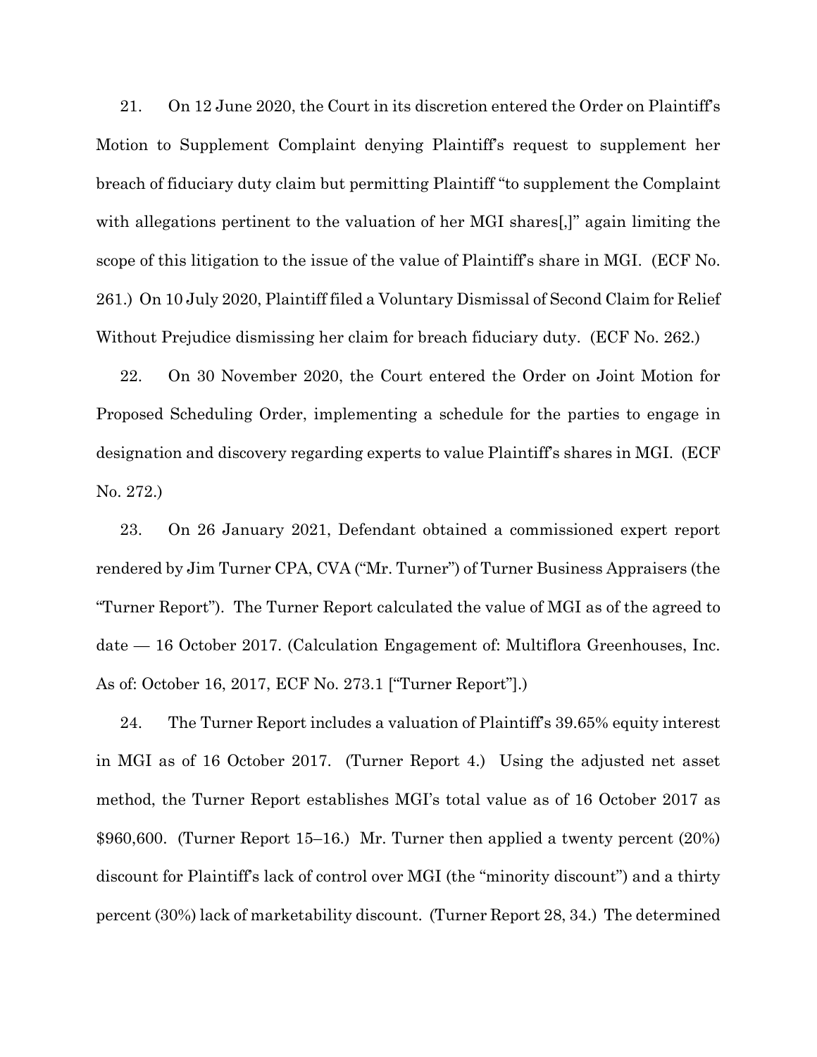21. On 12 June 2020, the Court in its discretion entered the Order on Plaintiff's Motion to Supplement Complaint denying Plaintiff's request to supplement her breach of fiduciary duty claim but permitting Plaintiff "to supplement the Complaint with allegations pertinent to the valuation of her MGI shares[,]" again limiting the scope of this litigation to the issue of the value of Plaintiff's share in MGI. (ECF No. 261.) On 10 July 2020, Plaintiff filed a Voluntary Dismissal of Second Claim for Relief Without Prejudice dismissing her claim for breach fiduciary duty. (ECF No. 262.)

22. On 30 November 2020, the Court entered the Order on Joint Motion for Proposed Scheduling Order, implementing a schedule for the parties to engage in designation and discovery regarding experts to value Plaintiff's shares in MGI. (ECF No. 272.)

23. On 26 January 2021, Defendant obtained a commissioned expert report rendered by Jim Turner CPA, CVA ("Mr. Turner") of Turner Business Appraisers (the "Turner Report"). The Turner Report calculated the value of MGI as of the agreed to date — 16 October 2017. (Calculation Engagement of: Multiflora Greenhouses, Inc. As of: October 16, 2017, ECF No. 273.1 ["Turner Report"].)

24. The Turner Report includes a valuation of Plaintiff's 39.65% equity interest in MGI as of 16 October 2017. (Turner Report 4.) Using the adjusted net asset method, the Turner Report establishes MGI's total value as of 16 October 2017 as $960,600. (Turner Report 15–16.) Mr. Turner then applied a twenty percent (20%) discount for Plaintiff's lack of control over MGI (the "minority discount") and a thirty percent (30%) lack of marketability discount. (Turner Report 28, 34.) The determined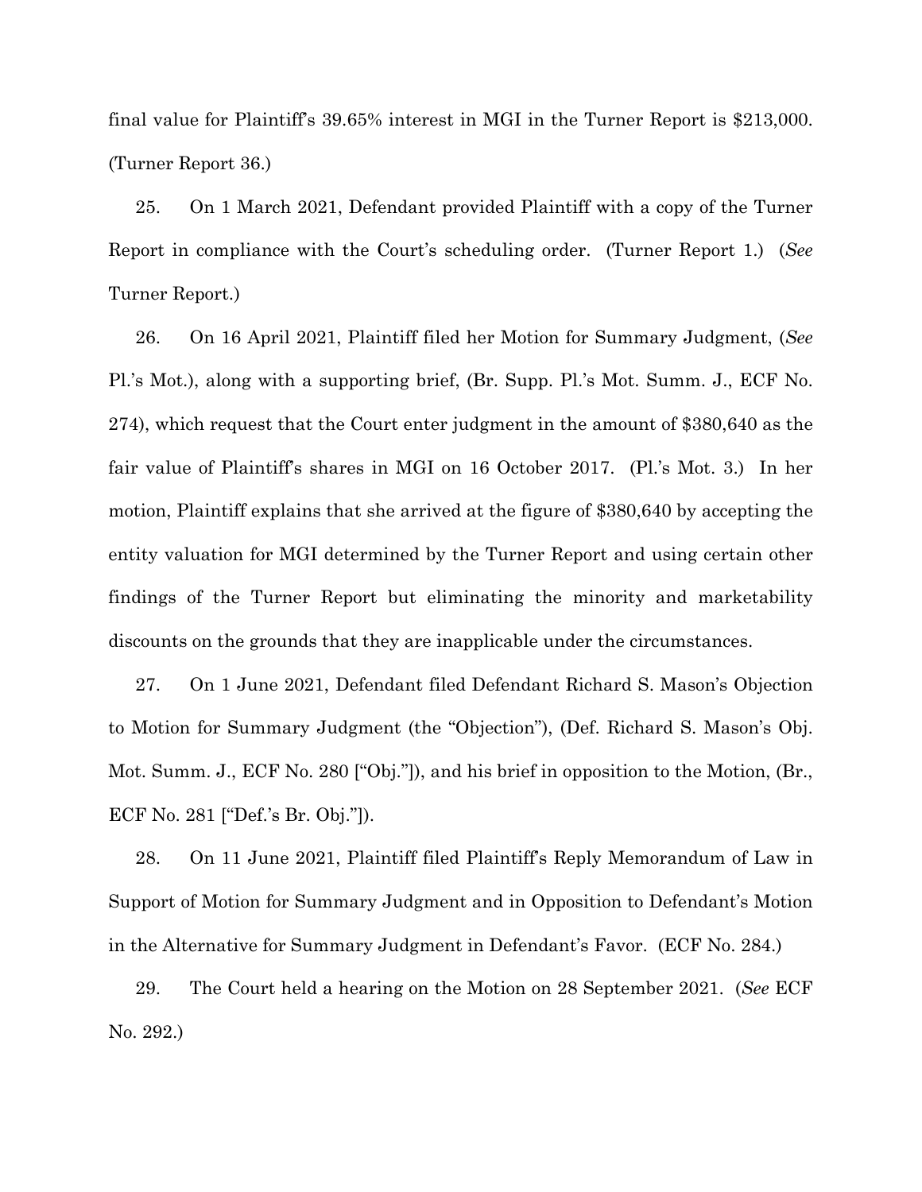final value for Plaintiff's 39.65% interest in MGI in the Turner Report is $213,000. (Turner Report 36.)

25. On 1 March 2021, Defendant provided Plaintiff with a copy of the Turner Report in compliance with the Court's scheduling order. (Turner Report 1.) (*See* Turner Report.)

26. On 16 April 2021, Plaintiff filed her Motion for Summary Judgment, (*See* Pl.'s Mot.), along with a supporting brief, (Br. Supp. Pl.'s Mot. Summ. J., ECF No. 274), which request that the Court enter judgment in the amount of $380,640 as the fair value of Plaintiff's shares in MGI on 16 October 2017. (Pl.'s Mot. 3.) In her motion, Plaintiff explains that she arrived at the figure of $380,640 by accepting the entity valuation for MGI determined by the Turner Report and using certain other findings of the Turner Report but eliminating the minority and marketability discounts on the grounds that they are inapplicable under the circumstances.

27. On 1 June 2021, Defendant filed Defendant Richard S. Mason's Objection to Motion for Summary Judgment (the "Objection"), (Def. Richard S. Mason's Obj. Mot. Summ. J., ECF No. 280 ["Obj."]), and his brief in opposition to the Motion, (Br., ECF No. 281 ["Def.'s Br. Obj."]).

28. On 11 June 2021, Plaintiff filed Plaintiff's Reply Memorandum of Law in Support of Motion for Summary Judgment and in Opposition to Defendant's Motion in the Alternative for Summary Judgment in Defendant's Favor. (ECF No. 284.)

29. The Court held a hearing on the Motion on 28 September 2021. (*See* ECF No. 292.)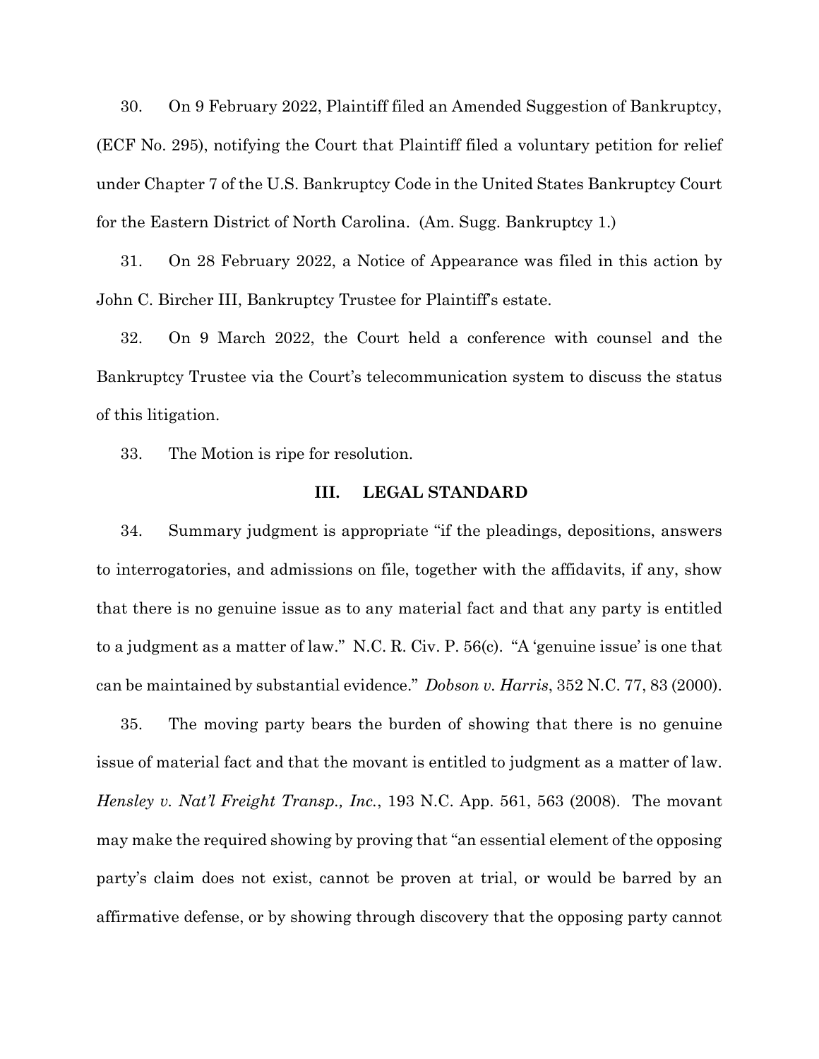30. On 9 February 2022, Plaintiff filed an Amended Suggestion of Bankruptcy, (ECF No. 295), notifying the Court that Plaintiff filed a voluntary petition for relief under Chapter 7 of the U.S. Bankruptcy Code in the United States Bankruptcy Court for the Eastern District of North Carolina. (Am. Sugg. Bankruptcy 1.)

31. On 28 February 2022, a Notice of Appearance was filed in this action by John C. Bircher III, Bankruptcy Trustee for Plaintiff's estate.

32. On 9 March 2022, the Court held a conference with counsel and the Bankruptcy Trustee via the Court's telecommunication system to discuss the status of this litigation.

33. The Motion is ripe for resolution.

## III. LEGAL STANDARD

34. Summary judgment is appropriate "if the pleadings, depositions, answers to interrogatories, and admissions on file, together with the affidavits, if any, show that there is no genuine issue as to any material fact and that any party is entitled to a judgment as a matter of law." N.C. R. Civ. P. 56(c). "A 'genuine issue' is one that can be maintained by substantial evidence." *Dobson v. Harris*, 352 N.C. 77, 83 (2000).

35. The moving party bears the burden of showing that there is no genuine issue of material fact and that the movant is entitled to judgment as a matter of law. *Hensley v. Nat'l Freight Transp., Inc.*, 193 N.C. App. 561, 563 (2008). The movant may make the required showing by proving that "an essential element of the opposing party's claim does not exist, cannot be proven at trial, or would be barred by an affirmative defense, or by showing through discovery that the opposing party cannot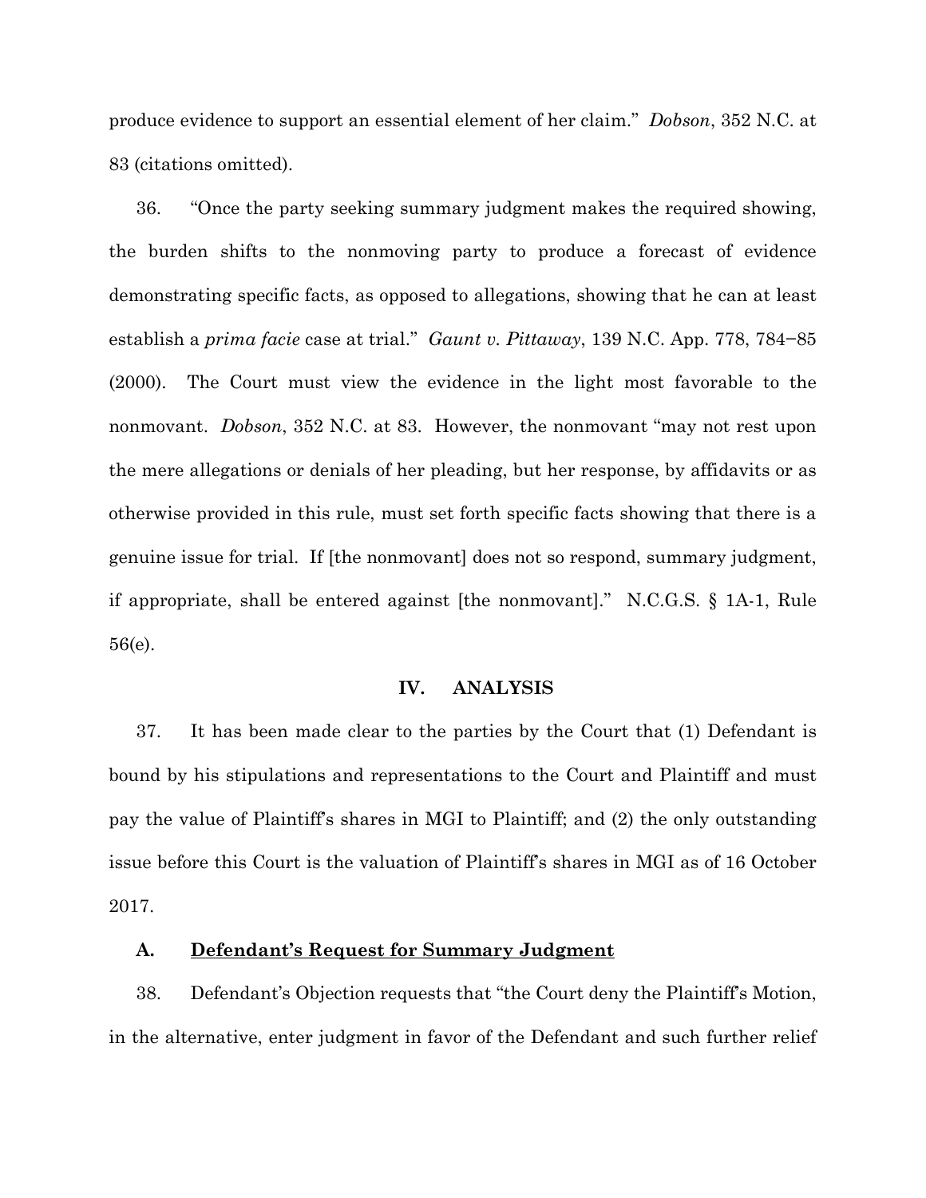produce evidence to support an essential element of her claim." *Dobson*, 352 N.C. at 83 (citations omitted).

36. "Once the party seeking summary judgment makes the required showing, the burden shifts to the nonmoving party to produce a forecast of evidence demonstrating specific facts, as opposed to allegations, showing that he can at least establish a *prima facie* case at trial." *Gaunt v. Pittaway*, 139 N.C. App. 778, 784−85 (2000). The Court must view the evidence in the light most favorable to the nonmovant. *Dobson*, 352 N.C. at 83. However, the nonmovant "may not rest upon the mere allegations or denials of her pleading, but her response, by affidavits or as otherwise provided in this rule, must set forth specific facts showing that there is a genuine issue for trial. If [the nonmovant] does not so respond, summary judgment, if appropriate, shall be entered against [the nonmovant]." N.C.G.S. § 1A-1, Rule 56(e).

## IV. ANALYSIS

37. It has been made clear to the parties by the Court that (1) Defendant is bound by his stipulations and representations to the Court and Plaintiff and must pay the value of Plaintiff's shares in MGI to Plaintiff; and (2) the only outstanding issue before this Court is the valuation of Plaintiff's shares in MGI as of 16 October 2017.

### A. Defendant's Request for Summary Judgment

38. Defendant's Objection requests that "the Court deny the Plaintiff's Motion, in the alternative, enter judgment in favor of the Defendant and such further relief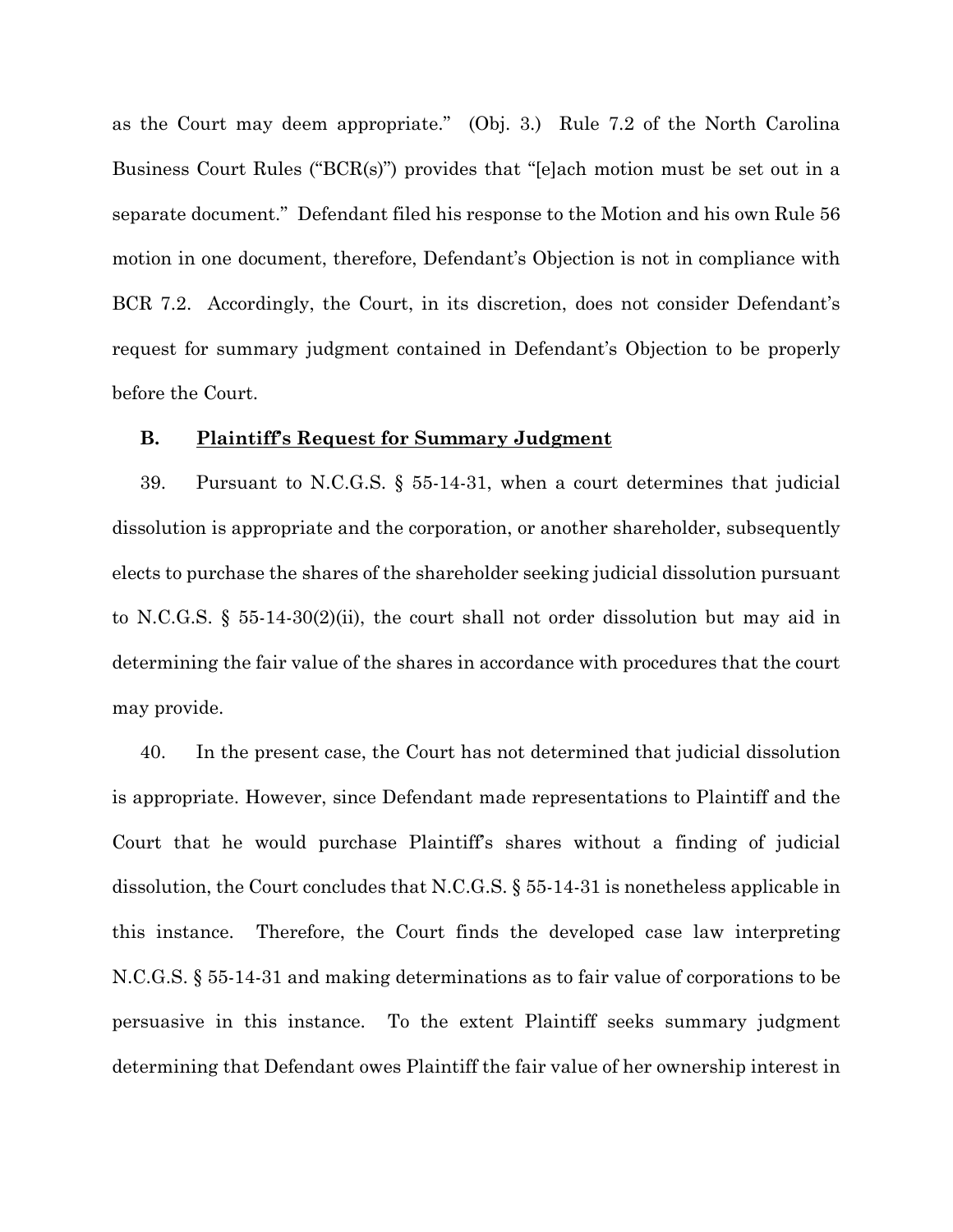as the Court may deem appropriate." (Obj. 3.) Rule 7.2 of the North Carolina Business Court Rules ("BCR(s)") provides that "[e]ach motion must be set out in a separate document." Defendant filed his response to the Motion and his own Rule 56 motion in one document, therefore, Defendant's Objection is not in compliance with BCR 7.2. Accordingly, the Court, in its discretion, does not consider Defendant's request for summary judgment contained in Defendant's Objection to be properly before the Court.

### B. <u>Plaintiff's Request for Summary Judgment</u>

39. Pursuant to N.C.G.S. § 55-14-31, when a court determines that judicial dissolution is appropriate and the corporation, or another shareholder, subsequently elects to purchase the shares of the shareholder seeking judicial dissolution pursuant to N.C.G.S. § 55-14-30(2)(ii), the court shall not order dissolution but may aid in determining the fair value of the shares in accordance with procedures that the court may provide.

40. In the present case, the Court has not determined that judicial dissolution is appropriate. However, since Defendant made representations to Plaintiff and the Court that he would purchase Plaintiff's shares without a finding of judicial dissolution, the Court concludes that N.C.G.S. § 55-14-31 is nonetheless applicable in this instance. Therefore, the Court finds the developed case law interpreting N.C.G.S. § 55-14-31 and making determinations as to fair value of corporations to be persuasive in this instance. To the extent Plaintiff seeks summary judgment determining that Defendant owes Plaintiff the fair value of her ownership interest in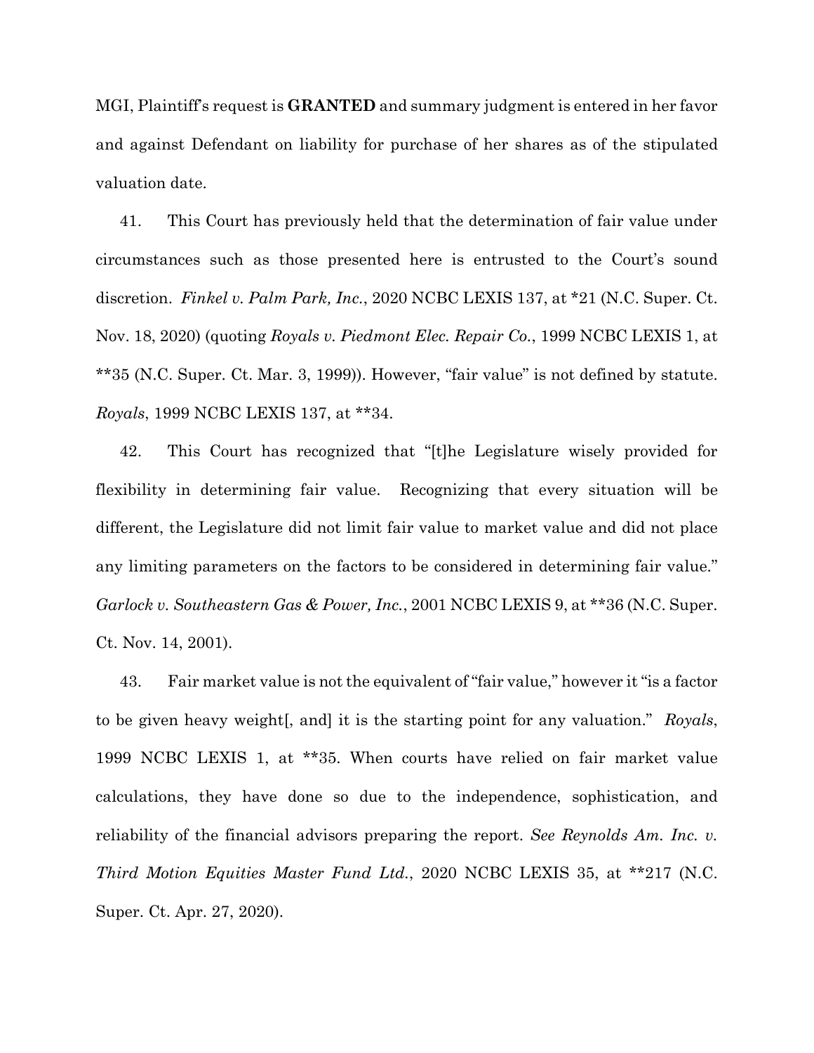MGI, Plaintiff's request is **GRANTED** and summary judgment is entered in her favor and against Defendant on liability for purchase of her shares as of the stipulated valuation date.

41. This Court has previously held that the determination of fair value under circumstances such as those presented here is entrusted to the Court's sound discretion. *Finkel v. Palm Park, Inc.*, 2020 NCBC LEXIS 137, at *21 (N.C. Super. Ct. Nov. 18, 2020) (quoting *Royals v. Piedmont Elec. Repair Co.*, 1999 NCBC LEXIS 1, at **35 (N.C. Super. Ct. Mar. 3, 1999)). However, "fair value" is not defined by statute. *Royals*, 1999 NCBC LEXIS 137, at **34.

42. This Court has recognized that "[t]he Legislature wisely provided for flexibility in determining fair value. Recognizing that every situation will be different, the Legislature did not limit fair value to market value and did not place any limiting parameters on the factors to be considered in determining fair value." *Garlock v. Southeastern Gas & Power, Inc.*, 2001 NCBC LEXIS 9, at **36 (N.C. Super. Ct. Nov. 14, 2001).

43. Fair market value is not the equivalent of "fair value," however it "is a factor to be given heavy weight[, and] it is the starting point for any valuation." *Royals*, 1999 NCBC LEXIS 1, at **35. When courts have relied on fair market value calculations, they have done so due to the independence, sophistication, and reliability of the financial advisors preparing the report. *See Reynolds Am. Inc. v. Third Motion Equities Master Fund Ltd.*, 2020 NCBC LEXIS 35, at **217 (N.C. Super. Ct. Apr. 27, 2020).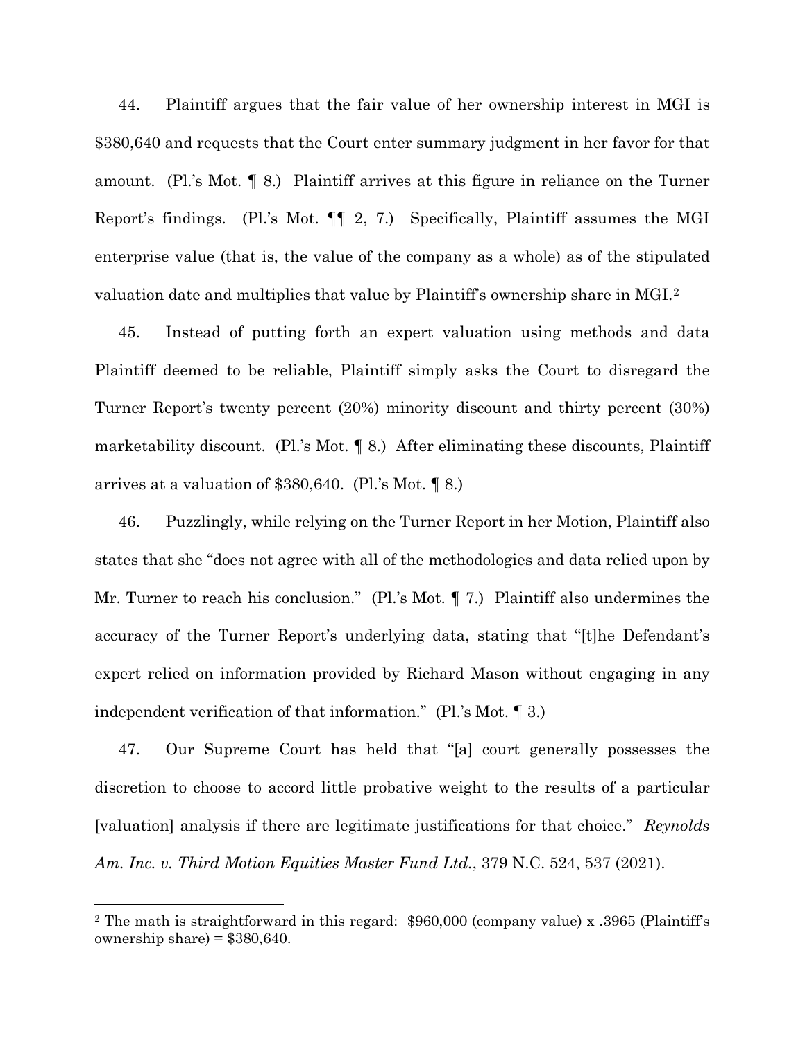44. Plaintiff argues that the fair value of her ownership interest in MGI is $380,640 and requests that the Court enter summary judgment in her favor for that amount. (Pl.'s Mot. ¶ 8.) Plaintiff arrives at this figure in reliance on the Turner Report's findings. (Pl.'s Mot. ¶¶ 2, 7.) Specifically, Plaintiff assumes the MGI enterprise value (that is, the value of the company as a whole) as of the stipulated valuation date and multiplies that value by Plaintiff's ownership share in MGI.[2]

45. Instead of putting forth an expert valuation using methods and data Plaintiff deemed to be reliable, Plaintiff simply asks the Court to disregard the Turner Report's twenty percent (20%) minority discount and thirty percent (30%) marketability discount. (Pl.'s Mot. ¶ 8.) After eliminating these discounts, Plaintiff arrives at a valuation of $380,640. (Pl.'s Mot. ¶ 8.)

46. Puzzlingly, while relying on the Turner Report in her Motion, Plaintiff also states that she "does not agree with all of the methodologies and data relied upon by Mr. Turner to reach his conclusion." (Pl.'s Mot. ¶ 7.) Plaintiff also undermines the accuracy of the Turner Report's underlying data, stating that "[t]he Defendant's expert relied on information provided by Richard Mason without engaging in any independent verification of that information." (Pl.'s Mot. ¶ 3.)

47. Our Supreme Court has held that "[a] court generally possesses the discretion to choose to accord little probative weight to the results of a particular [valuation] analysis if there are legitimate justifications for that choice." *Reynolds Am. Inc. v. Third Motion Equities Master Fund Ltd.*, 379 N.C. 524, 537 (2021).

---

[2] The math is straightforward in this regard: $960,000 (company value) x .3965 (Plaintiff's ownership share) = $380,640.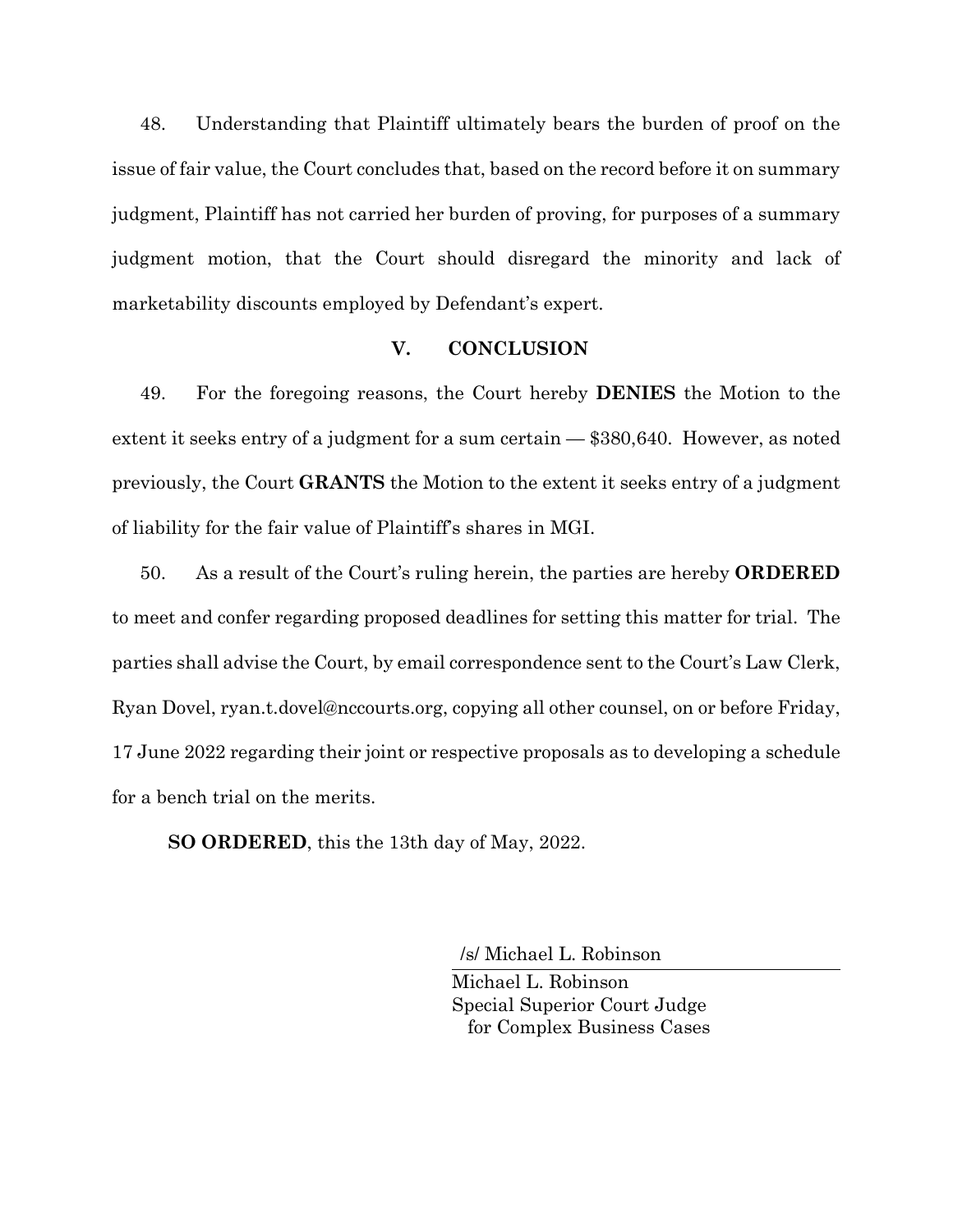48. Understanding that Plaintiff ultimately bears the burden of proof on the issue of fair value, the Court concludes that, based on the record before it on summary judgment, Plaintiff has not carried her burden of proving, for purposes of a summary judgment motion, that the Court should disregard the minority and lack of marketability discounts employed by Defendant's expert.

## V. CONCLUSION

49. For the foregoing reasons, the Court hereby **DENIES** the Motion to the extent it seeks entry of a judgment for a sum certain — $380,640. However, as noted previously, the Court **GRANTS** the Motion to the extent it seeks entry of a judgment of liability for the fair value of Plaintiff's shares in MGI.

50. As a result of the Court's ruling herein, the parties are hereby **ORDERED** to meet and confer regarding proposed deadlines for setting this matter for trial. The parties shall advise the Court, by email correspondence sent to the Court's Law Clerk, Ryan Dovel, ryan.t.dovel@nccourts.org, copying all other counsel, on or before Friday, 17 June 2022 regarding their joint or respective proposals as to developing a schedule for a bench trial on the merits.

**SO ORDERED**, this the 13th day of May, 2022.

/s/ Michael L. Robinson

Michael L. Robinson
Special Superior Court Judge
for Complex Business Cases